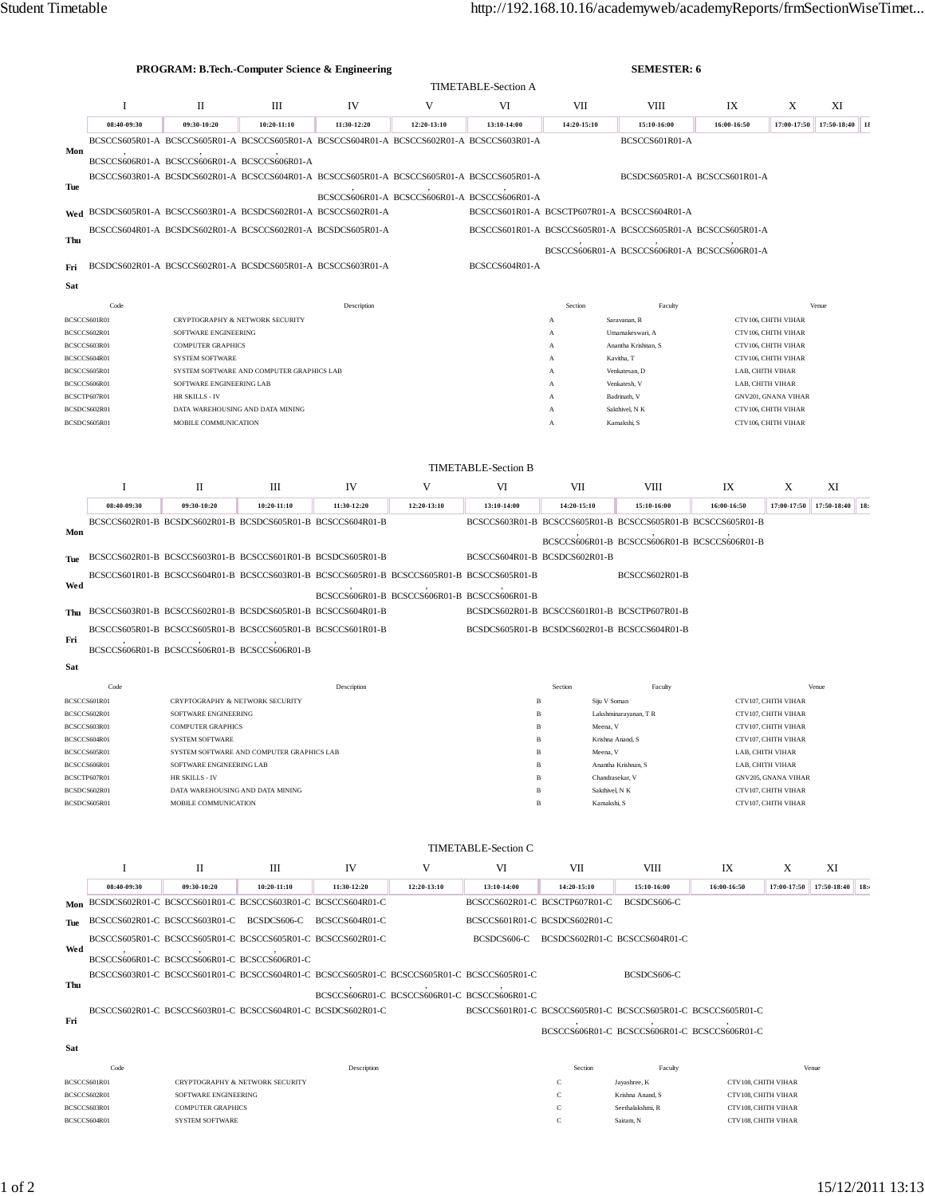**PROGRAM: B.Tech.-Computer Science & Engineering** **SEMESTER: 6**

## TIMETABLE-Section A

| | I | II | III | IV | V | VI | VII | VIII | IX | X | XI |
|---|---|---|---|---|---|---|---|---|---|---|---|
| | 08:40-09:30 | 09:30-10:20 | 10:20-11:10 | 11:30-12:20 | 12:20-13:10 | 13:10-14:00 | 14:20-15:10 | 15:10-16:00 | 16:00-16:50 | 17:00-17:50 | 17:50-18:40 |
| **Mon** | BCSCCS605R01-A, BCSCCS606R01-A | BCSCCS605R01-A, BCSCCS606R01-A | BCSCCS605R01-A, BCSCCS606R01-A | BCSCCS604R01-A | BCSCCS602R01-A | BCSCCS603R01-A | | BCSCCS601R01-A | | | |
| **Tue** | BCSCCS603R01-A | BCSDCS602R01-A | BCSCCS604R01-A | BCSCCS605R01-A, BCSCCS606R01-A | BCSCCS605R01-A, BCSCCS606R01-A | BCSCCS605R01-A, BCSCCS606R01-A | | BCSDCS605R01-A | BCSCCS601R01-A | | |
| **Wed** | BCSDCS605R01-A | BCSCCS603R01-A | BCSDCS602R01-A | BCSCCS602R01-A | | BCSCCS601R01-A | BCSCTP607R01-A | BCSCCS604R01-A | | | |
| **Thu** | BCSCCS604R01-A | BCSDCS602R01-A | BCSCCS602R01-A | BCSDCS605R01-A | | BCSCCS601R01-A | BCSCCS605R01-A, BCSCCS606R01-A | BCSCCS605R01-A, BCSCCS606R01-A | BCSCCS605R01-A, BCSCCS606R01-A | | |
| **Fri** | BCSDCS602R01-A | BCSCCS602R01-A | BCSDCS605R01-A | BCSCCS603R01-A | | BCSCCS604R01-A | | | | | |
| **Sat** | | | | | | | | | | | |

| Code | Description | Section | Faculty | Venue |
|---|---|---|---|---|
| BCSCCS601R01 | CRYPTOGRAPHY & NETWORK SECURITY | A | Saravanan, R | CTV106, CHITH VIHAR |
| BCSCCS602R01 | SOFTWARE ENGINEERING | A | Umamakeswari, A | CTV106, CHITH VIHAR |
| BCSCCS603R01 | COMPUTER GRAPHICS | A | Anantha Krishnan, S | CTV106, CHITH VIHAR |
| BCSCCS604R01 | SYSTEM SOFTWARE | A | Kavitha, T | CTV106, CHITH VIHAR |
| BCSCCS605R01 | SYSTEM SOFTWARE AND COMPUTER GRAPHICS LAB | A | Venkatesan, D | LAB, CHITH VIHAR |
| BCSCCS606R01 | SOFTWARE ENGINEERING LAB | A | Venkatesh, V | LAB, CHITH VIHAR |
| BCSCTP607R01 | HR SKILLS - IV | A | Badrinath, V | GNV201, GNANA VIHAR |
| BCSDCS602R01 | DATA WAREHOUSING AND DATA MINING | A | Sakthivel, N K | CTV106, CHITH VIHAR |
| BCSDCS605R01 | MOBILE COMMUNICATION | A | Kamakshi, S | CTV106, CHITH VIHAR |

## TIMETABLE-Section B

| | I | II | III | IV | V | VI | VII | VIII | IX | X | XI |
|---|---|---|---|---|---|---|---|---|---|---|---|
| | 08:40-09:30 | 09:30-10:20 | 10:20-11:10 | 11:30-12:20 | 12:20-13:10 | 13:10-14:00 | 14:20-15:10 | 15:10-16:00 | 16:00-16:50 | 17:00-17:50 | 17:50-18:40 |
| **Mon** | BCSCCS602R01-B | BCSDCS602R01-B | BCSDCS605R01-B | BCSCCS604R01-B | | BCSCCS603R01-B | BCSCCS605R01-B, BCSCCS606R01-B | BCSCCS605R01-B, BCSCCS606R01-B | BCSCCS605R01-B, BCSCCS606R01-B | | |
| **Tue** | BCSCCS602R01-B | BCSCCS603R01-B | BCSCCS601R01-B | BCSDCS605R01-B | | BCSCCS604R01-B | BCSDCS602R01-B | | | | |
| **Wed** | BCSCCS601R01-B | BCSCCS604R01-B | BCSCCS603R01-B | BCSCCS605R01-B, BCSCCS606R01-B | BCSCCS605R01-B, BCSCCS606R01-B | BCSCCS605R01-B, BCSCCS606R01-B | | BCSCCS602R01-B | | | |
| **Thu** | BCSCCS603R01-B | BCSCCS602R01-B | BCSDCS605R01-B | BCSCCS604R01-B | | BCSDCS602R01-B | BCSCCS601R01-B | BCSCTP607R01-B | | | |
| **Fri** | BCSCCS605R01-B, BCSCCS606R01-B | BCSCCS605R01-B, BCSCCS606R01-B | BCSCCS605R01-B, BCSCCS606R01-B | BCSCCS601R01-B | | BCSDCS605R01-B | BCSDCS602R01-B | BCSCCS604R01-B | | | |
| **Sat** | | | | | | | | | | | |

| Code | Description | Section | Faculty | Venue |
|---|---|---|---|---|
| BCSCCS601R01 | CRYPTOGRAPHY & NETWORK SECURITY | B | Siju V Soman | CTV107, CHITH VIHAR |
| BCSCCS602R01 | SOFTWARE ENGINEERING | B | Lakshminarayanan, T R | CTV107, CHITH VIHAR |
| BCSCCS603R01 | COMPUTER GRAPHICS | B | Meena, V | CTV107, CHITH VIHAR |
| BCSCCS604R01 | SYSTEM SOFTWARE | B | Krishna Anand, S | CTV107, CHITH VIHAR |
| BCSCCS605R01 | SYSTEM SOFTWARE AND COMPUTER GRAPHICS LAB | B | Meena, V | LAB, CHITH VIHAR |
| BCSCCS606R01 | SOFTWARE ENGINEERING LAB | B | Anantha Krishnan, S | LAB, CHITH VIHAR |
| BCSCTP607R01 | HR SKILLS - IV | B | Chandrasekar, V | GNV205, GNANA VIHAR |
| BCSDCS602R01 | DATA WAREHOUSING AND DATA MINING | B | Sakthivel, N K | CTV107, CHITH VIHAR |
| BCSDCS605R01 | MOBILE COMMUNICATION | B | Kamakshi, S | CTV107, CHITH VIHAR |

## TIMETABLE-Section C

| | I | II | III | IV | V | VI | VII | VIII | IX | X | XI |
|---|---|---|---|---|---|---|---|---|---|---|---|
| | 08:40-09:30 | 09:30-10:20 | 10:20-11:10 | 11:30-12:20 | 12:20-13:10 | 13:10-14:00 | 14:20-15:10 | 15:10-16:00 | 16:00-16:50 | 17:00-17:50 | 17:50-18:40 |
| **Mon** | BCSDCS602R01-C | BCSCCS601R01-C | BCSCCS603R01-C | BCSCCS604R01-C | | BCSCCS602R01-C | BCSCTP607R01-C | BCSDCS606-C | | | |
| **Tue** | BCSCCS602R01-C | BCSCCS603R01-C | BCSDCS606-C | BCSCCS604R01-C | | BCSCCS601R01-C | BCSDCS602R01-C | | | | |
| **Wed** | BCSCCS605R01-C, BCSCCS606R01-C | BCSCCS605R01-C, BCSCCS606R01-C | BCSCCS605R01-C, BCSCCS606R01-C | BCSCCS602R01-C | | BCSDCS606-C | BCSDCS602R01-C | BCSCCS604R01-C | | | |
| **Thu** | BCSCCS603R01-C | BCSCCS601R01-C | BCSCCS604R01-C | BCSCCS605R01-C, BCSCCS606R01-C | BCSCCS605R01-C, BCSCCS606R01-C | BCSCCS605R01-C, BCSCCS606R01-C | | BCSDCS606-C | | | |
| **Fri** | BCSCCS602R01-C | BCSCCS603R01-C | BCSCCS604R01-C | BCSDCS602R01-C | | BCSCCS601R01-C | BCSCCS605R01-C, BCSCCS606R01-C | BCSCCS605R01-C, BCSCCS606R01-C | BCSCCS605R01-C, BCSCCS606R01-C | | |
| **Sat** | | | | | | | | | | | |

| Code | Description | Section | Faculty | Venue |
|---|---|---|---|---|
| BCSCCS601R01 | CRYPTOGRAPHY & NETWORK SECURITY | C | Jayashree, K | CTV108, CHITH VIHAR |
| BCSCCS602R01 | SOFTWARE ENGINEERING | C | Krishna Anand, S | CTV108, CHITH VIHAR |
| BCSCCS603R01 | COMPUTER GRAPHICS | C | Seethalakshmi, R | CTV108, CHITH VIHAR |
| BCSCCS604R01 | SYSTEM SOFTWARE | C | Sairam, N | CTV108, CHITH VIHAR |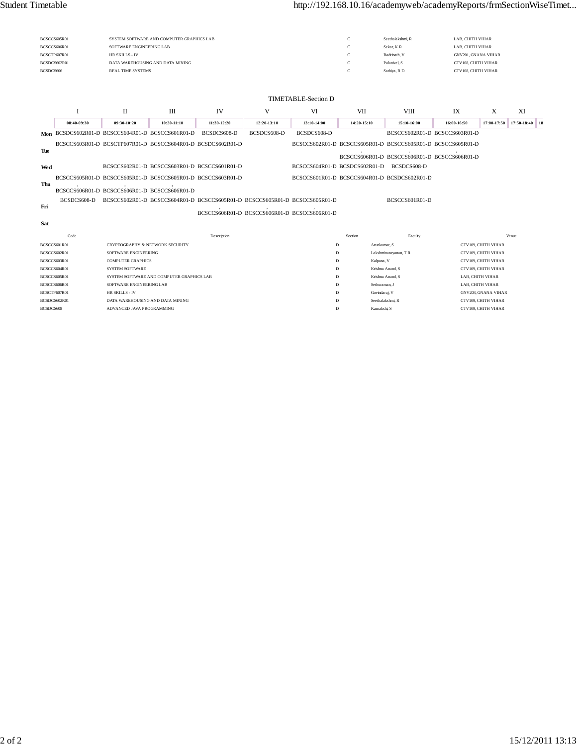| | | | | |
|---|---|---|---|---|
| BCSCCS605R01 | SYSTEM SOFTWARE AND COMPUTER GRAPHICS LAB | C | Seethalakshmi, R | LAB, CHITH VIHAR |
| BCSCCS606R01 | SOFTWARE ENGINEERING LAB | C | Sekar, K R | LAB, CHITH VIHAR |
| BCSCTP607R01 | HR SKILLS - IV | C | Badrinath, V | GNV201, GNANA VIHAR |
| BCSDCS602R01 | DATA WAREHOUSING AND DATA MINING | C | Palanivel, S | CTV108, CHITH VIHAR |
| BCSDCS606 | REAL TIME SYSTEMS | C | Sathiya, R D | CTV108, CHITH VIHAR |

## TIMETABLE-Section D

| | I | II | III | IV | V | VI | VII | VIII | IX | X | XI |
|---|---|---|---|---|---|---|---|---|---|---|---|
| | 08:40-09:30 | 09:30-10:20 | 10:20-11:10 | 11:30-12:20 | 12:20-13:10 | 13:10-14:00 | 14:20-15:10 | 15:10-16:00 | 16:00-16:50 | 17:00-17:50 | 17:50-18:40 |
| **Mon** | BCSDCS602R01-D | BCSCCS604R01-D | BCSCCS601R01-D | BCSDCS608-D | BCSDCS608-D | BCSDCS608-D | | BCSCCS602R01-D | BCSCCS603R01-D | | |
| **Tue** | BCSCCS603R01-D | BCSCTP607R01-D | BCSCCS604R01-D | BCSDCS602R01-D | | BCSCCS602R01-D | BCSCCS605R01-D , BCSCCS606R01-D | BCSCCS605R01-D , BCSCCS606R01-D | BCSCCS605R01-D , BCSCCS606R01-D | | |
| **Wed** | | BCSCCS602R01-D | BCSCCS603R01-D | BCSCCS601R01-D | | BCSCCS604R01-D | BCSDCS602R01-D | BCSDCS608-D | | | |
| **Thu** | BCSCCS605R01-D , BCSCCS606R01-D | BCSCCS605R01-D , BCSCCS606R01-D | BCSCCS605R01-D , BCSCCS606R01-D | BCSCCS603R01-D | | BCSCCS601R01-D | BCSCCS604R01-D | BCSDCS602R01-D | | | |
| **Fri** | BCSDCS608-D | BCSCCS602R01-D | BCSCCS604R01-D | BCSCCS605R01-D , BCSCCS606R01-D | BCSCCS605R01-D , BCSCCS606R01-D | BCSCCS605R01-D , BCSCCS606R01-D | | BCSCCS601R01-D | | | |
| **Sat** | | | | | | | | | | | |

| Code | Description | Section | Faculty | Venue |
|---|---|---|---|---|
| BCSCCS601R01 | CRYPTOGRAPHY & NETWORK SECURITY | D | Arunkumar, S | CTV109, CHITH VIHAR |
| BCSCCS602R01 | SOFTWARE ENGINEERING | D | Lakshminarayanan, T R | CTV109, CHITH VIHAR |
| BCSCCS603R01 | COMPUTER GRAPHICS | D | Kalpana, V | CTV109, CHITH VIHAR |
| BCSCCS604R01 | SYSTEM SOFTWARE | D | Krishna Anand, S | CTV109, CHITH VIHAR |
| BCSCCS605R01 | SYSTEM SOFTWARE AND COMPUTER GRAPHICS LAB | D | Krishna Anand, S | LAB, CHITH VIHAR |
| BCSCCS606R01 | SOFTWARE ENGINEERING LAB | D | Sethuraman, J | LAB, CHITH VIHAR |
| BCSCTP607R01 | HR SKILLS - IV | D | Govindaraj, V | GNV203, GNANA VIHAR |
| BCSDCS602R01 | DATA WAREHOUSING AND DATA MINING | D | Seethalakshmi, R | CTV109, CHITH VIHAR |
| BCSDCS608 | ADVANCED JAVA PROGRAMMING | D | Kamakshi, S | CTV109, CHITH VIHAR |